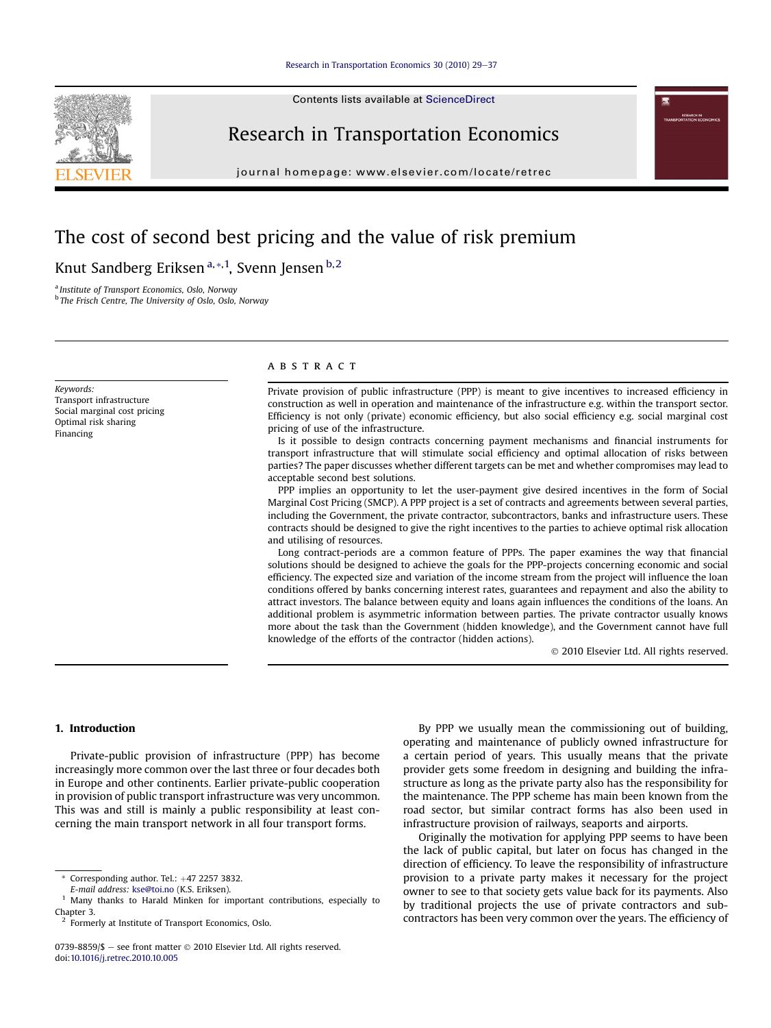# The cost of second best pricing and the value of risk premium

Knut Sandberg Eriksen [a,*,1], Svenn Jensen [b,2]

[a] *Institute of Transport Economics, Oslo, Norway*
[b] *The Frisch Centre, The University of Oslo, Oslo, Norway*

*Keywords:*
Transport infrastructure
Social marginal cost pricing
Optimal risk sharing
Financing

## ABSTRACT

Private provision of public infrastructure (PPP) is meant to give incentives to increased efficiency in construction as well in operation and maintenance of the infrastructure e.g. within the transport sector. Efficiency is not only (private) economic efficiency, but also social efficiency e.g. social marginal cost pricing of use of the infrastructure.

Is it possible to design contracts concerning payment mechanisms and financial instruments for transport infrastructure that will stimulate social efficiency and optimal allocation of risks between parties? The paper discusses whether different targets can be met and whether compromises may lead to acceptable second best solutions.

PPP implies an opportunity to let the user-payment give desired incentives in the form of Social Marginal Cost Pricing (SMCP). A PPP project is a set of contracts and agreements between several parties, including the Government, the private contractor, subcontractors, banks and infrastructure users. These contracts should be designed to give the right incentives to the parties to achieve optimal risk allocation and utilising of resources.

Long contract-periods are a common feature of PPPs. The paper examines the way that financial solutions should be designed to achieve the goals for the PPP-projects concerning economic and social efficiency. The expected size and variation of the income stream from the project will influence the loan conditions offered by banks concerning interest rates, guarantees and repayment and also the ability to attract investors. The balance between equity and loans again influences the conditions of the loans. An additional problem is asymmetric information between parties. The private contractor usually knows more about the task than the Government (hidden knowledge), and the Government cannot have full knowledge of the efforts of the contractor (hidden actions).

© 2010 Elsevier Ltd. All rights reserved.

## 1. Introduction

Private-public provision of infrastructure (PPP) has become increasingly more common over the last three or four decades both in Europe and other continents. Earlier private-public cooperation in provision of public transport infrastructure was very uncommon. This was and still is mainly a public responsibility at least concerning the main transport network in all four transport forms.

By PPP we usually mean the commissioning out of building, operating and maintenance of publicly owned infrastructure for a certain period of years. This usually means that the private provider gets some freedom in designing and building the infrastructure as long as the private party also has the responsibility for the maintenance. The PPP scheme has main been known from the road sector, but similar contract forms has also been used in infrastructure provision of railways, seaports and airports.

Originally the motivation for applying PPP seems to have been the lack of public capital, but later on focus has changed in the direction of efficiency. To leave the responsibility of infrastructure provision to a private party makes it necessary for the project owner to see to that society gets value back for its payments. Also by traditional projects the use of private contractors and subcontractors has been very common over the years. The efficiency of

---

* Corresponding author. Tel.: +47 2257 3832.
*E-mail address:* kse@toi.no (K.S. Eriksen).

[1] Many thanks to Harald Minken for important contributions, especially to Chapter 3.

[2] Formerly at Institute of Transport Economics, Oslo.

0739-8859/$ – see front matter © 2010 Elsevier Ltd. All rights reserved.
doi:10.1016/j.retrec.2010.10.005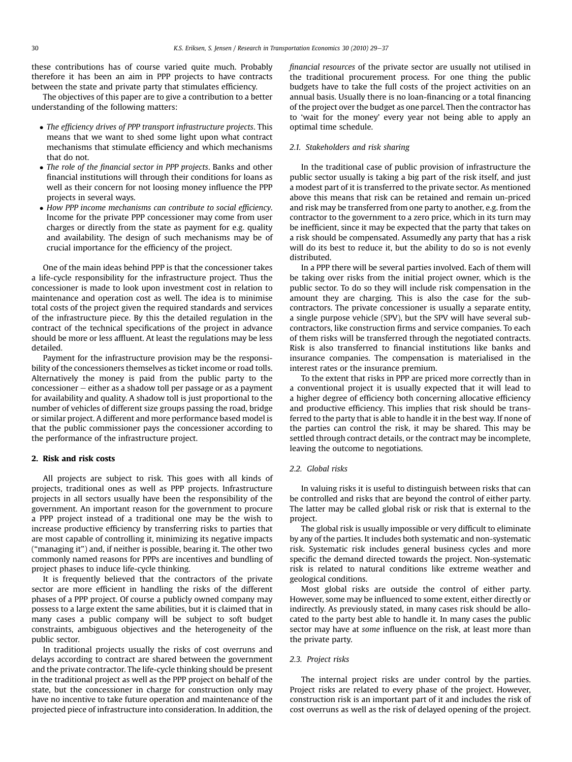these contributions has of course varied quite much. Probably therefore it has been an aim in PPP projects to have contracts between the state and private party that stimulates efficiency.

The objectives of this paper are to give a contribution to a better understanding of the following matters:

- *The efficiency drives of PPP transport infrastructure projects*. This means that we want to shed some light upon what contract mechanisms that stimulate efficiency and which mechanisms that do not.
- *The role of the financial sector in PPP projects*. Banks and other financial institutions will through their conditions for loans as well as their concern for not loosing money influence the PPP projects in several ways.
- *How PPP income mechanisms can contribute to social efficiency*. Income for the private PPP concessioner may come from user charges or directly from the state as payment for e.g. quality and availability. The design of such mechanisms may be of crucial importance for the efficiency of the project.

One of the main ideas behind PPP is that the concessioner takes a life-cycle responsibility for the infrastructure project. Thus the concessioner is made to look upon investment cost in relation to maintenance and operation cost as well. The idea is to minimise total costs of the project given the required standards and services of the infrastructure piece. By this the detailed regulation in the contract of the technical specifications of the project in advance should be more or less affluent. At least the regulations may be less detailed.

Payment for the infrastructure provision may be the responsibility of the concessioners themselves as ticket income or road tolls. Alternatively the money is paid from the public party to the concessioner – either as a shadow toll per passage or as a payment for availability and quality. A shadow toll is just proportional to the number of vehicles of different size groups passing the road, bridge or similar project. A different and more performance based model is that the public commissioner pays the concessioner according to the performance of the infrastructure project.

## 2. Risk and risk costs

All projects are subject to risk. This goes with all kinds of projects, traditional ones as well as PPP projects. Infrastructure projects in all sectors usually have been the responsibility of the government. An important reason for the government to procure a PPP project instead of a traditional one may be the wish to increase productive efficiency by transferring risks to parties that are most capable of controlling it, minimizing its negative impacts ("managing it") and, if neither is possible, bearing it. The other two commonly named reasons for PPPs are incentives and bundling of project phases to induce life-cycle thinking.

It is frequently believed that the contractors of the private sector are more efficient in handling the risks of the different phases of a PPP project. Of course a publicly owned company may possess to a large extent the same abilities, but it is claimed that in many cases a public company will be subject to soft budget constraints, ambiguous objectives and the heterogeneity of the public sector.

In traditional projects usually the risks of cost overruns and delays according to contract are shared between the government and the private contractor. The life-cycle thinking should be present in the traditional project as well as the PPP project on behalf of the state, but the concessioner in charge for construction only may have no incentive to take future operation and maintenance of the projected piece of infrastructure into consideration. In addition, the *financial resources* of the private sector are usually not utilised in the traditional procurement process. For one thing the public budgets have to take the full costs of the project activities on an annual basis. Usually there is no loan-financing or a total financing of the project over the budget as one parcel. Then the contractor has to 'wait for the money' every year not being able to apply an optimal time schedule.

### 2.1. Stakeholders and risk sharing

In the traditional case of public provision of infrastructure the public sector usually is taking a big part of the risk itself, and just a modest part of it is transferred to the private sector. As mentioned above this means that risk can be retained and remain un-priced and risk may be transferred from one party to another, e.g. from the contractor to the government to a zero price, which in its turn may be inefficient, since it may be expected that the party that takes on a risk should be compensated. Assumedly any party that has a risk will do its best to reduce it, but the ability to do so is not evenly distributed.

In a PPP there will be several parties involved. Each of them will be taking over risks from the initial project owner, which is the public sector. To do so they will include risk compensation in the amount they are charging. This is also the case for the subcontractors. The private concessioner is usually a separate entity, a single purpose vehicle (SPV), but the SPV will have several subcontractors, like construction firms and service companies. To each of them risks will be transferred through the negotiated contracts. Risk is also transferred to financial institutions like banks and insurance companies. The compensation is materialised in the interest rates or the insurance premium.

To the extent that risks in PPP are priced more correctly than in a conventional project it is usually expected that it will lead to a higher degree of efficiency both concerning allocative efficiency and productive efficiency. This implies that risk should be transferred to the party that is able to handle it in the best way. If none of the parties can control the risk, it may be shared. This may be settled through contract details, or the contract may be incomplete, leaving the outcome to negotiations.

### 2.2. Global risks

In valuing risks it is useful to distinguish between risks that can be controlled and risks that are beyond the control of either party. The latter may be called global risk or risk that is external to the project.

The global risk is usually impossible or very difficult to eliminate by any of the parties. It includes both systematic and non-systematic risk. Systematic risk includes general business cycles and more specific the demand directed towards the project. Non-systematic risk is related to natural conditions like extreme weather and geological conditions.

Most global risks are outside the control of either party. However, some may be influenced to some extent, either directly or indirectly. As previously stated, in many cases risk should be allocated to the party best able to handle it. In many cases the public sector may have at *some* influence on the risk, at least more than the private party.

### 2.3. Project risks

The internal project risks are under control by the parties. Project risks are related to every phase of the project. However, construction risk is an important part of it and includes the risk of cost overruns as well as the risk of delayed opening of the project.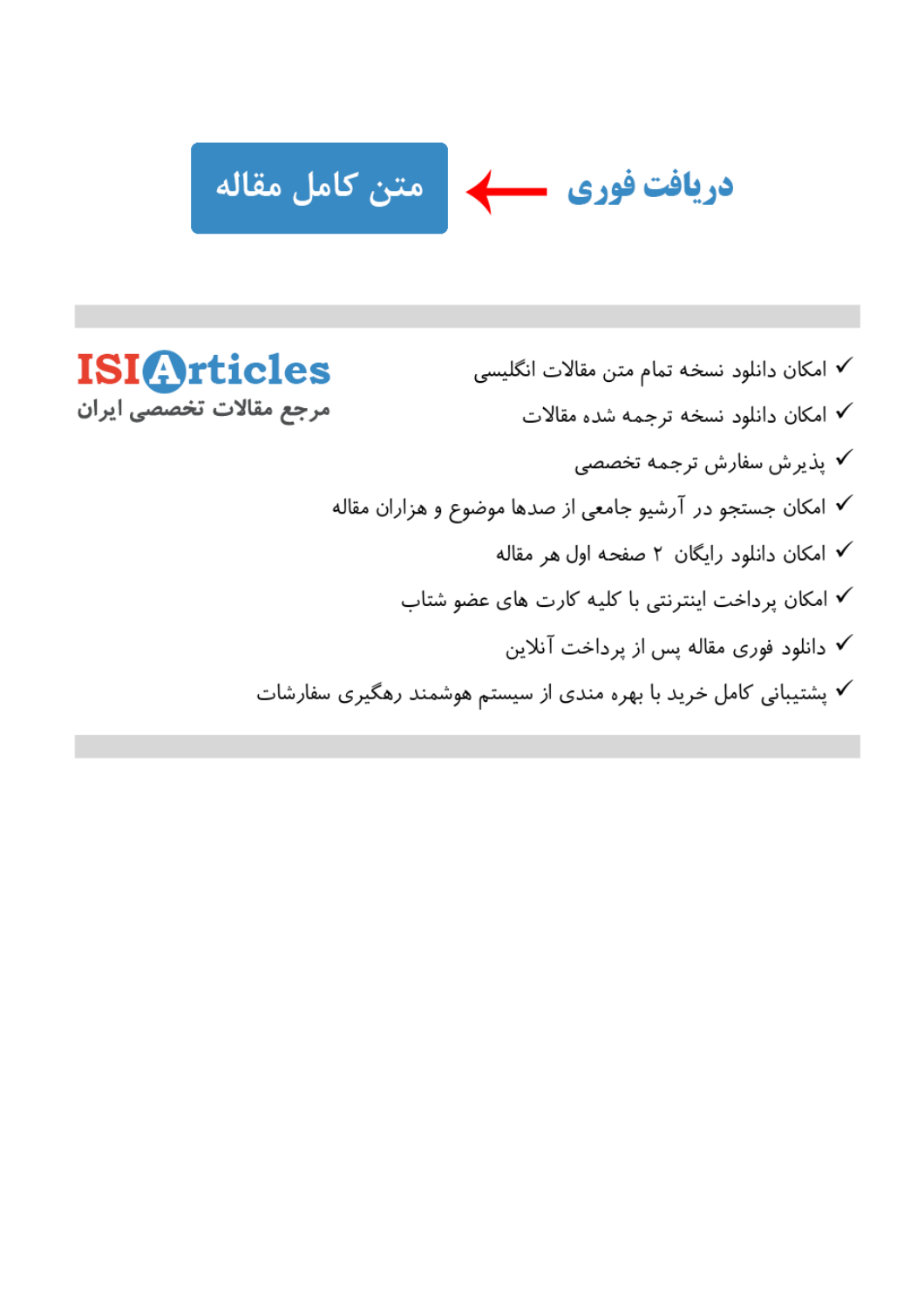دریافت فوری ← متن کامل مقاله

**ISIArticles**
مرجع مقالات تخصصی ایران

- ✓ امکان دانلود نسخه تمام متن مقالات انگلیسی
- ✓ امکان دانلود نسخه ترجمه شده مقالات
- ✓ پذیرش سفارش ترجمه تخصصی
- ✓ امکان جستجو در آرشیو جامعی از صدها موضوع و هزاران مقاله
- ✓ امکان دانلود رایگان ۲ صفحه اول هر مقاله
- ✓ امکان پرداخت اینترنتی با کلیه کارت های عضو شتاب
- ✓ دانلود فوری مقاله پس از پرداخت آنلاین
- ✓ پشتیبانی کامل خرید با بهره مندی از سیستم هوشمند رهگیری سفارشات